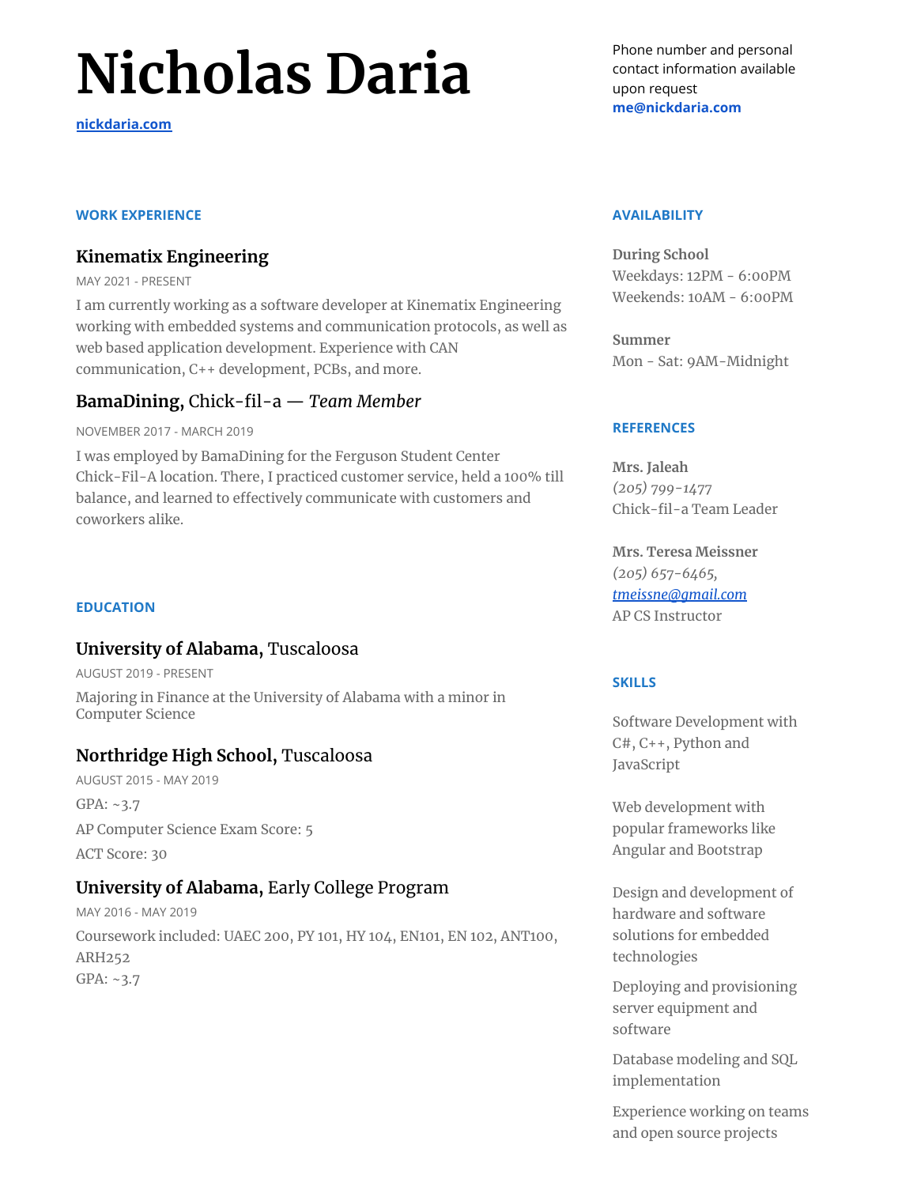# Nicholas Daria

nickdaria.com

Phone number and personal contact information available upon request
me@nickdaria.com

## WORK EXPERIENCE

### Kinematix Engineering

MAY 2021 - PRESENT

I am currently working as a software developer at Kinematix Engineering working with embedded systems and communication protocols, as well as web based application development. Experience with CAN communication, C++ development, PCBs, and more.

### BamaDining, Chick-fil-a — *Team Member*

NOVEMBER 2017 - MARCH 2019

I was employed by BamaDining for the Ferguson Student Center Chick-Fil-A location. There, I practiced customer service, held a 100% till balance, and learned to effectively communicate with customers and coworkers alike.

## EDUCATION

### University of Alabama, Tuscaloosa

AUGUST 2019 - PRESENT

Majoring in Finance at the University of Alabama with a minor in Computer Science

### Northridge High School, Tuscaloosa

AUGUST 2015 - MAY 2019

GPA: ~3.7

AP Computer Science Exam Score: 5

ACT Score: 30

### University of Alabama, Early College Program

MAY 2016 - MAY 2019

Coursework included: UAEC 200, PY 101, HY 104, EN101, EN 102, ANT100, ARH252
GPA: ~3.7

## AVAILABILITY

**During School**
Weekdays: 12PM - 6:00PM
Weekends: 10AM - 6:00PM

**Summer**
Mon - Sat: 9AM-Midnight

## REFERENCES

**Mrs. Jaleah**
*(205) 799-1477*
Chick-fil-a Team Leader

**Mrs. Teresa Meissner**
*(205) 657-6465,*
*tmeissne@gmail.com*
AP CS Instructor

## SKILLS

Software Development with C#, C++, Python and JavaScript

Web development with popular frameworks like Angular and Bootstrap

Design and development of hardware and software solutions for embedded technologies

Deploying and provisioning server equipment and software

Database modeling and SQL implementation

Experience working on teams and open source projects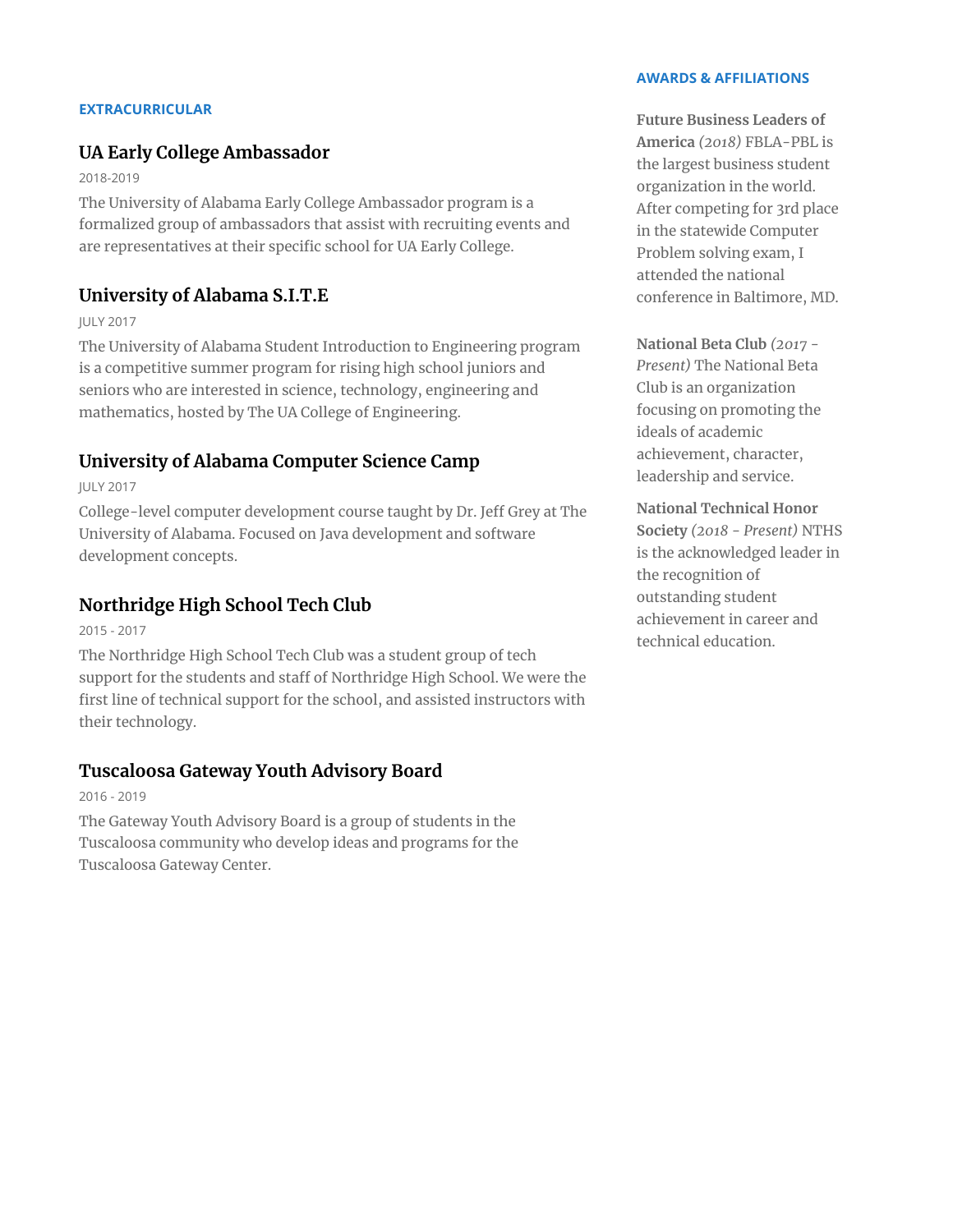## EXTRACURRICULAR

### UA Early College Ambassador

2018-2019

The University of Alabama Early College Ambassador program is a formalized group of ambassadors that assist with recruiting events and are representatives at their specific school for UA Early College.

### University of Alabama S.I.T.E

JULY 2017

The University of Alabama Student Introduction to Engineering program is a competitive summer program for rising high school juniors and seniors who are interested in science, technology, engineering and mathematics, hosted by The UA College of Engineering.

### University of Alabama Computer Science Camp

JULY 2017

College-level computer development course taught by Dr. Jeff Grey at The University of Alabama. Focused on Java development and software development concepts.

### Northridge High School Tech Club

2015 - 2017

The Northridge High School Tech Club was a student group of tech support for the students and staff of Northridge High School. We were the first line of technical support for the school, and assisted instructors with their technology.

### Tuscaloosa Gateway Youth Advisory Board

2016 - 2019

The Gateway Youth Advisory Board is a group of students in the Tuscaloosa community who develop ideas and programs for the Tuscaloosa Gateway Center.

## AWARDS & AFFILIATIONS

**Future Business Leaders of America** *(2018)* FBLA-PBL is the largest business student organization in the world. After competing for 3rd place in the statewide Computer Problem solving exam, I attended the national conference in Baltimore, MD.

**National Beta Club** *(2017 - Present)* The National Beta Club is an organization focusing on promoting the ideals of academic achievement, character, leadership and service.

**National Technical Honor Society** *(2018 - Present)* NTHS is the acknowledged leader in the recognition of outstanding student achievement in career and technical education.